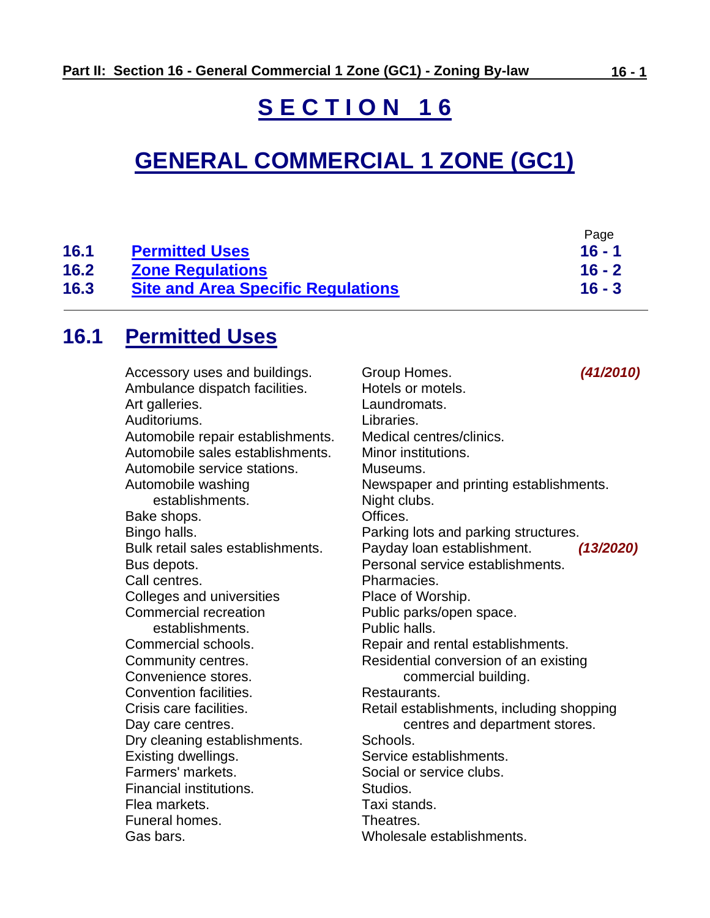# SECTION 16

# GENERAL COMMERCIAL 1 ZONE (GC1)

| | | Page |
|---|---|---|
| 16.1 | Permitted Uses | 16 - 1 |
| 16.2 | Zone Regulations | 16 - 2 |
| 16.3 | Site and Area Specific Regulations | 16 - 3 |

## 16.1 Permitted Uses

Accessory uses and buildings.
Ambulance dispatch facilities.
Art galleries.
Auditoriums.
Automobile repair establishments.
Automobile sales establishments.
Automobile service stations.
Automobile washing establishments.
Bake shops.
Bingo halls.
Bulk retail sales establishments.
Bus depots.
Call centres.
Colleges and universities
Commercial recreation establishments.
Commercial schools.
Community centres.
Convenience stores.
Convention facilities.
Crisis care facilities.
Day care centres.
Dry cleaning establishments.
Existing dwellings.
Farmers' markets.
Financial institutions.
Flea markets.
Funeral homes.
Gas bars.
Group Homes. ***(41/2010)***
Hotels or motels.
Laundromats.
Libraries.
Medical centres/clinics.
Minor institutions.
Museums.
Newspaper and printing establishments.
Night clubs.
Offices.
Parking lots and parking structures.
Payday loan establishment. ***(13/2020)***
Personal service establishments.
Pharmacies.
Place of Worship.
Public parks/open space.
Public halls.
Repair and rental establishments.
Residential conversion of an existing commercial building.
Restaurants.
Retail establishments, including shopping centres and department stores.
Schools.
Service establishments.
Social or service clubs.
Studios.
Taxi stands.
Theatres.
Wholesale establishments.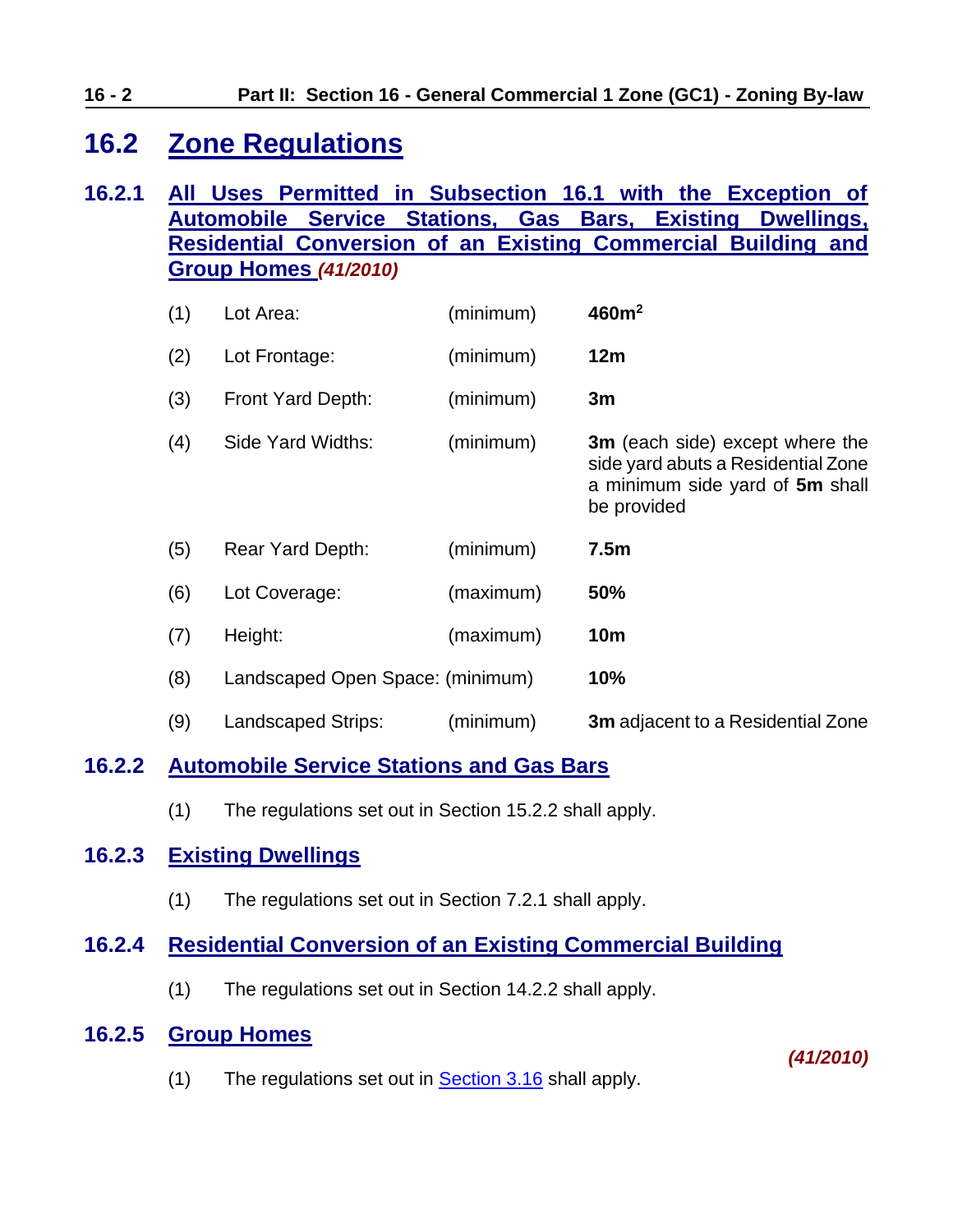# 16.2 Zone Regulations

## 16.2.1 All Uses Permitted in Subsection 16.1 with the Exception of Automobile Service Stations, Gas Bars, Existing Dwellings, Residential Conversion of an Existing Commercial Building and Group Homes *(41/2010)*

| | | | |
|---|---|---|---|
| (1) | Lot Area: | (minimum) | **460m$^2$** |
| (2) | Lot Frontage: | (minimum) | **12m** |
| (3) | Front Yard Depth: | (minimum) | **3m** |
| (4) | Side Yard Widths: | (minimum) | **3m** (each side) except where the side yard abuts a Residential Zone a minimum side yard of **5m** shall be provided |
| (5) | Rear Yard Depth: | (minimum) | **7.5m** |
| (6) | Lot Coverage: | (maximum) | **50%** |
| (7) | Height: | (maximum) | **10m** |
| (8) | Landscaped Open Space: | (minimum) | **10%** |
| (9) | Landscaped Strips: | (minimum) | **3m** adjacent to a Residential Zone |

## 16.2.2 Automobile Service Stations and Gas Bars

(1) The regulations set out in Section 15.2.2 shall apply.

## 16.2.3 Existing Dwellings

(1) The regulations set out in Section 7.2.1 shall apply.

## 16.2.4 Residential Conversion of an Existing Commercial Building

(1) The regulations set out in Section 14.2.2 shall apply.

## 16.2.5 Group Homes

*(41/2010)*

(1) The regulations set out in Section 3.16 shall apply.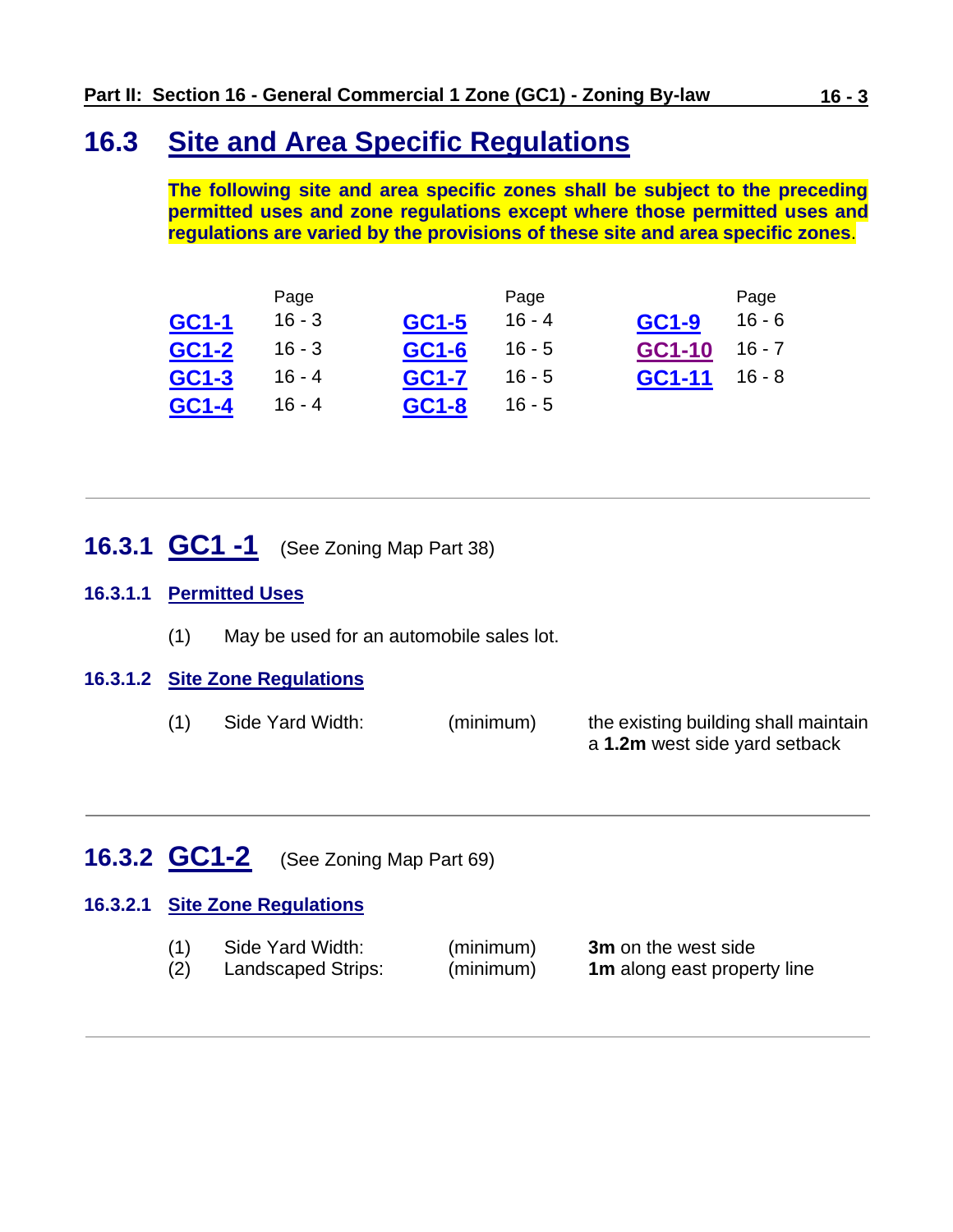## 16.3 Site and Area Specific Regulations

**The following site and area specific zones shall be subject to the preceding permitted uses and zone regulations except where those permitted uses and regulations are varied by the provisions of these site and area specific zones**.

| | Page | | Page | | Page |
|---|---|---|---|---|---|
| GC1-1 | 16 - 3 | GC1-5 | 16 - 4 | GC1-9 | 16 - 6 |
| GC1-2 | 16 - 3 | GC1-6 | 16 - 5 | GC1-10 | 16 - 7 |
| GC1-3 | 16 - 4 | GC1-7 | 16 - 5 | GC1-11 | 16 - 8 |
| GC1-4 | 16 - 4 | GC1-8 | 16 - 5 | | |

---

### 16.3.1 GC1 -1 (See Zoning Map Part 38)

#### 16.3.1.1 Permitted Uses

(1) May be used for an automobile sales lot.

#### 16.3.1.2 Site Zone Regulations

| | | | |
|---|---|---|---|
| (1) | Side Yard Width: | (minimum) | the existing building shall maintain a **1.2m** west side yard setback |

---

### 16.3.2 GC1-2 (See Zoning Map Part 69)

#### 16.3.2.1 Site Zone Regulations

| | | | |
|---|---|---|---|
| (1) | Side Yard Width: | (minimum) | **3m** on the west side |
| (2) | Landscaped Strips: | (minimum) | **1m** along east property line |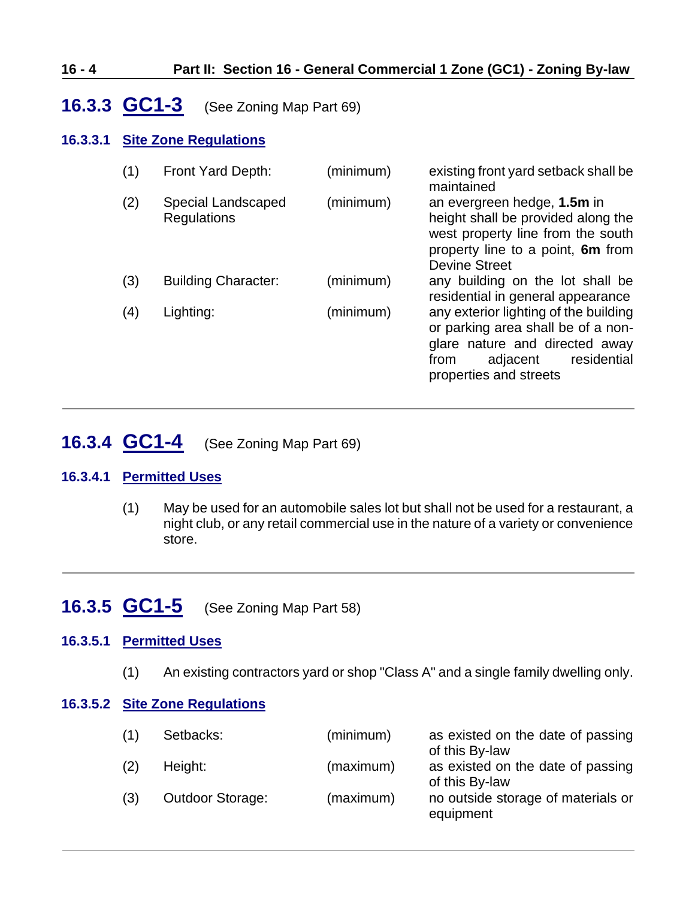## 16.3.3 GC1-3 (See Zoning Map Part 69)

### 16.3.3.1 Site Zone Regulations

| | | | |
|---|---|---|---|
| (1) | Front Yard Depth: | (minimum) | existing front yard setback shall be maintained |
| (2) | Special Landscaped Regulations | (minimum) | an evergreen hedge, **1.5m** in height shall be provided along the west property line from the south property line to a point, **6m** from Devine Street |
| (3) | Building Character: | (minimum) | any building on the lot shall be residential in general appearance |
| (4) | Lighting: | (minimum) | any exterior lighting of the building or parking area shall be of a non-glare nature and directed away from adjacent residential properties and streets |

---

## 16.3.4 GC1-4 (See Zoning Map Part 69)

### 16.3.4.1 Permitted Uses

(1) May be used for an automobile sales lot but shall not be used for a restaurant, a night club, or any retail commercial use in the nature of a variety or convenience store.

---

## 16.3.5 GC1-5 (See Zoning Map Part 58)

### 16.3.5.1 Permitted Uses

(1) An existing contractors yard or shop "Class A" and a single family dwelling only.

### 16.3.5.2 Site Zone Regulations

| | | | |
|---|---|---|---|
| (1) | Setbacks: | (minimum) | as existed on the date of passing of this By-law |
| (2) | Height: | (maximum) | as existed on the date of passing of this By-law |
| (3) | Outdoor Storage: | (maximum) | no outside storage of materials or equipment |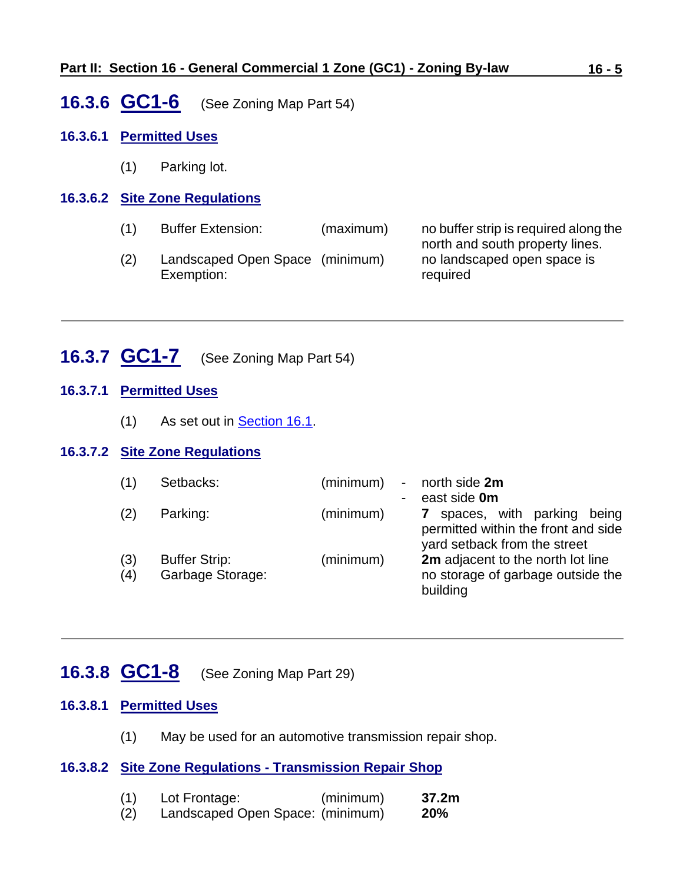## 16.3.6 GC1-6 (See Zoning Map Part 54)

### 16.3.6.1 Permitted Uses

(1) Parking lot.

### 16.3.6.2 Site Zone Regulations

| | | | |
|---|---|---|---|
| (1) | Buffer Extension: | (maximum) | no buffer strip is required along the north and south property lines. |
| (2) | Landscaped Open Space Exemption: | (minimum) | no landscaped open space is required |

---

## 16.3.7 GC1-7 (See Zoning Map Part 54)

### 16.3.7.1 Permitted Uses

(1) As set out in Section 16.1.

### 16.3.7.2 Site Zone Regulations

| | | | |
|---|---|---|---|
| (1) | Setbacks: | (minimum) | - north side **2m**<br>- east side **0m** |
| (2) | Parking: | (minimum) | **7** spaces, with parking being permitted within the front and side yard setback from the street |
| (3) | Buffer Strip: | (minimum) | **2m** adjacent to the north lot line |
| (4) | Garbage Storage: | | no storage of garbage outside the building |

---

## 16.3.8 GC1-8 (See Zoning Map Part 29)

### 16.3.8.1 Permitted Uses

(1) May be used for an automotive transmission repair shop.

### 16.3.8.2 Site Zone Regulations - Transmission Repair Shop

| | | | |
|---|---|---|---|
| (1) | Lot Frontage: | (minimum) | **37.2m** |
| (2) | Landscaped Open Space: | (minimum) | **20%** |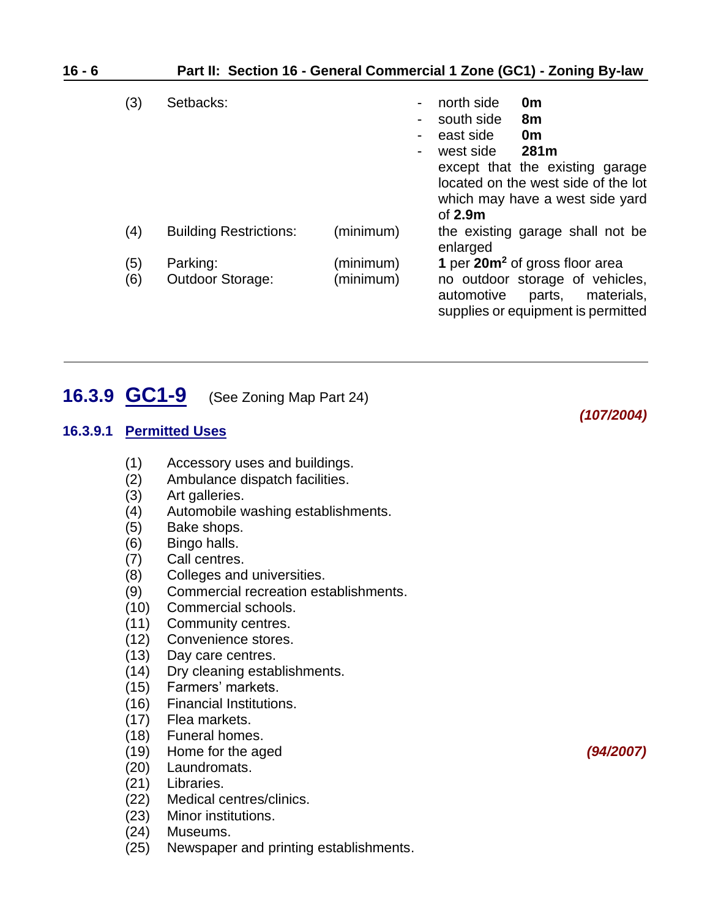| | | | |
|---|---|---|---|
| (3) | Setbacks: | | - north side **0m**<br>- south side **8m**<br>- east side **0m**<br>- west side **281m**<br>except that the existing garage located on the west side of the lot which may have a west side yard of **2.9m** |
| (4) | Building Restrictions: | (minimum) | the existing garage shall not be enlarged |
| (5) | Parking: | (minimum) | **1** per **20m$^2$** of gross floor area |
| (6) | Outdoor Storage: | (minimum) | no outdoor storage of vehicles, automotive parts, materials, supplies or equipment is permitted |

---

## 16.3.9 GC1-9 (See Zoning Map Part 24)

***(107/2004)***

### 16.3.9.1 Permitted Uses

(1) Accessory uses and buildings.
(2) Ambulance dispatch facilities.
(3) Art galleries.
(4) Automobile washing establishments.
(5) Bake shops.
(6) Bingo halls.
(7) Call centres.
(8) Colleges and universities.
(9) Commercial recreation establishments.
(10) Commercial schools.
(11) Community centres.
(12) Convenience stores.
(13) Day care centres.
(14) Dry cleaning establishments.
(15) Farmers' markets.
(16) Financial Institutions.
(17) Flea markets.
(18) Funeral homes.
(19) Home for the aged ***(94/2007)***
(20) Laundromats.
(21) Libraries.
(22) Medical centres/clinics.
(23) Minor institutions.
(24) Museums.
(25) Newspaper and printing establishments.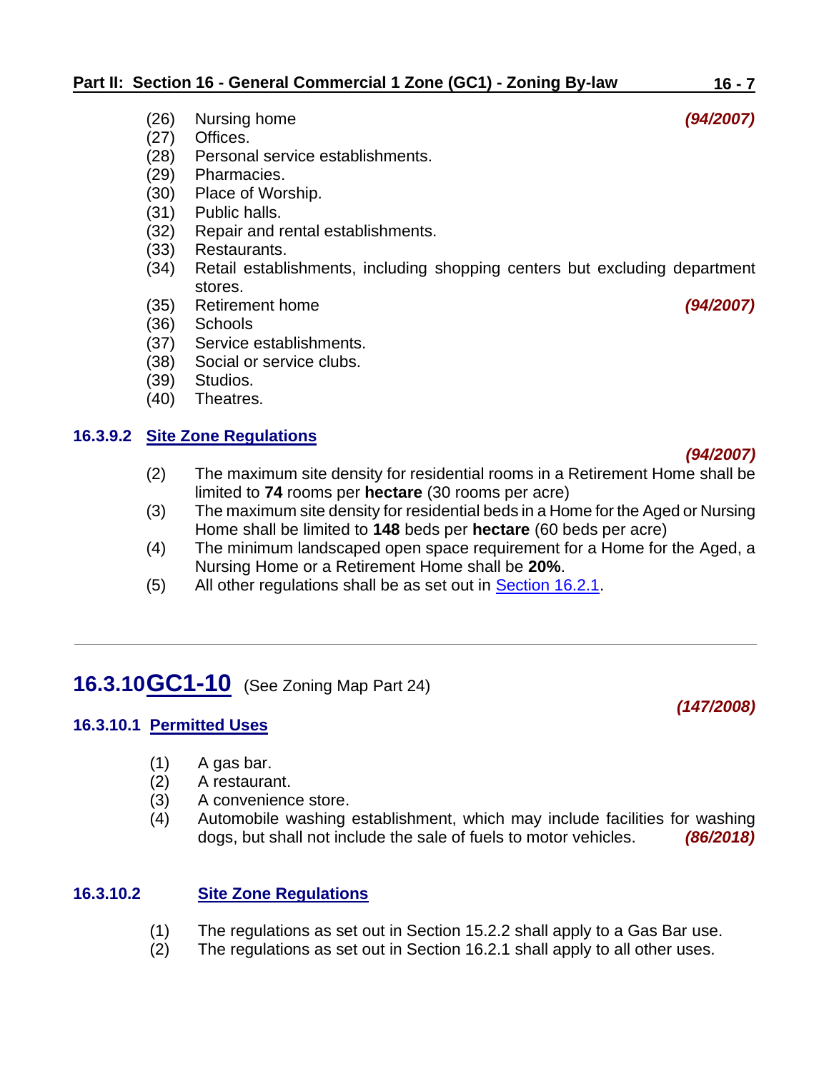(26) Nursing home *(94/2007)*
(27) Offices.
(28) Personal service establishments.
(29) Pharmacies.
(30) Place of Worship.
(31) Public halls.
(32) Repair and rental establishments.
(33) Restaurants.
(34) Retail establishments, including shopping centers but excluding department stores.
(35) Retirement home *(94/2007)*
(36) Schools
(37) Service establishments.
(38) Social or service clubs.
(39) Studios.
(40) Theatres.

#### 16.3.9.2 Site Zone Regulations

*(94/2007)*

(2) The maximum site density for residential rooms in a Retirement Home shall be limited to **74** rooms per **hectare** (30 rooms per acre)

(3) The maximum site density for residential beds in a Home for the Aged or Nursing Home shall be limited to **148** beds per **hectare** (60 beds per acre)

(4) The minimum landscaped open space requirement for a Home for the Aged, a Nursing Home or a Retirement Home shall be **20%**.

(5) All other regulations shall be as set out in Section 16.2.1.

---

## 16.3.10 GC1-10 (See Zoning Map Part 24)

*(147/2008)*

#### 16.3.10.1 Permitted Uses

(1) A gas bar.
(2) A restaurant.
(3) A convenience store.
(4) Automobile washing establishment, which may include facilities for washing dogs, but shall not include the sale of fuels to motor vehicles. *(86/2018)*

#### 16.3.10.2 Site Zone Regulations

(1) The regulations as set out in Section 15.2.2 shall apply to a Gas Bar use.
(2) The regulations as set out in Section 16.2.1 shall apply to all other uses.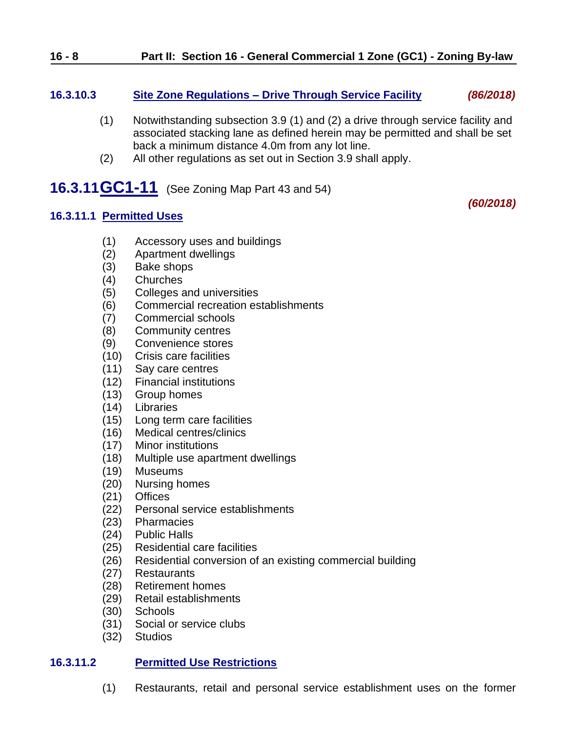### 16.3.10.3 Site Zone Regulations – Drive Through Service Facility *(86/2018)*

(1) Notwithstanding subsection 3.9 (1) and (2) a drive through service facility and associated stacking lane as defined herein may be permitted and shall be set back a minimum distance 4.0m from any lot line.

(2) All other regulations as set out in Section 3.9 shall apply.

## 16.3.11 GC1-11 (See Zoning Map Part 43 and 54)

*(60/2018)*

### 16.3.11.1 Permitted Uses

(1) Accessory uses and buildings
(2) Apartment dwellings
(3) Bake shops
(4) Churches
(5) Colleges and universities
(6) Commercial recreation establishments
(7) Commercial schools
(8) Community centres
(9) Convenience stores
(10) Crisis care facilities
(11) Say care centres
(12) Financial institutions
(13) Group homes
(14) Libraries
(15) Long term care facilities
(16) Medical centres/clinics
(17) Minor institutions
(18) Multiple use apartment dwellings
(19) Museums
(20) Nursing homes
(21) Offices
(22) Personal service establishments
(23) Pharmacies
(24) Public Halls
(25) Residential care facilities
(26) Residential conversion of an existing commercial building
(27) Restaurants
(28) Retirement homes
(29) Retail establishments
(30) Schools
(31) Social or service clubs
(32) Studios

### 16.3.11.2 Permitted Use Restrictions

(1) Restaurants, retail and personal service establishment uses on the former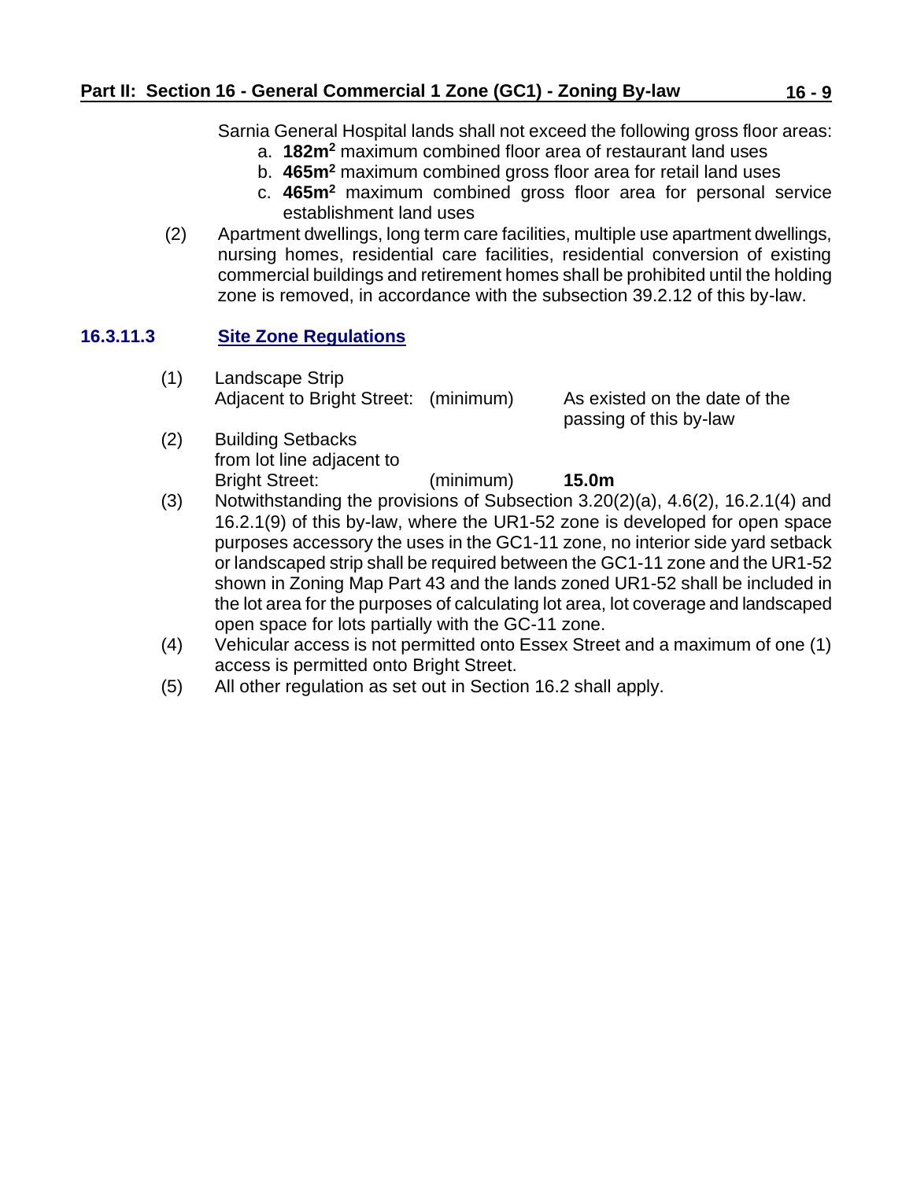Sarnia General Hospital lands shall not exceed the following gross floor areas:

a. **182m$^2$** maximum combined floor area of restaurant land uses
b. **465m$^2$** maximum combined gross floor area for retail land uses
c. **465m$^2$** maximum combined gross floor area for personal service establishment land uses

(2) Apartment dwellings, long term care facilities, multiple use apartment dwellings, nursing homes, residential care facilities, residential conversion of existing commercial buildings and retirement homes shall be prohibited until the holding zone is removed, in accordance with the subsection 39.2.12 of this by-law.

### 16.3.11.3 Site Zone Regulations

(1) Landscape Strip
Adjacent to Bright Street: (minimum) As existed on the date of the passing of this by-law

(2) Building Setbacks
from lot line adjacent to
Bright Street: (minimum) **15.0m**

(3) Notwithstanding the provisions of Subsection 3.20(2)(a), 4.6(2), 16.2.1(4) and 16.2.1(9) of this by-law, where the UR1-52 zone is developed for open space purposes accessory the uses in the GC1-11 zone, no interior side yard setback or landscaped strip shall be required between the GC1-11 zone and the UR1-52 shown in Zoning Map Part 43 and the lands zoned UR1-52 shall be included in the lot area for the purposes of calculating lot area, lot coverage and landscaped open space for lots partially with the GC-11 zone.

(4) Vehicular access is not permitted onto Essex Street and a maximum of one (1) access is permitted onto Bright Street.

(5) All other regulation as set out in Section 16.2 shall apply.